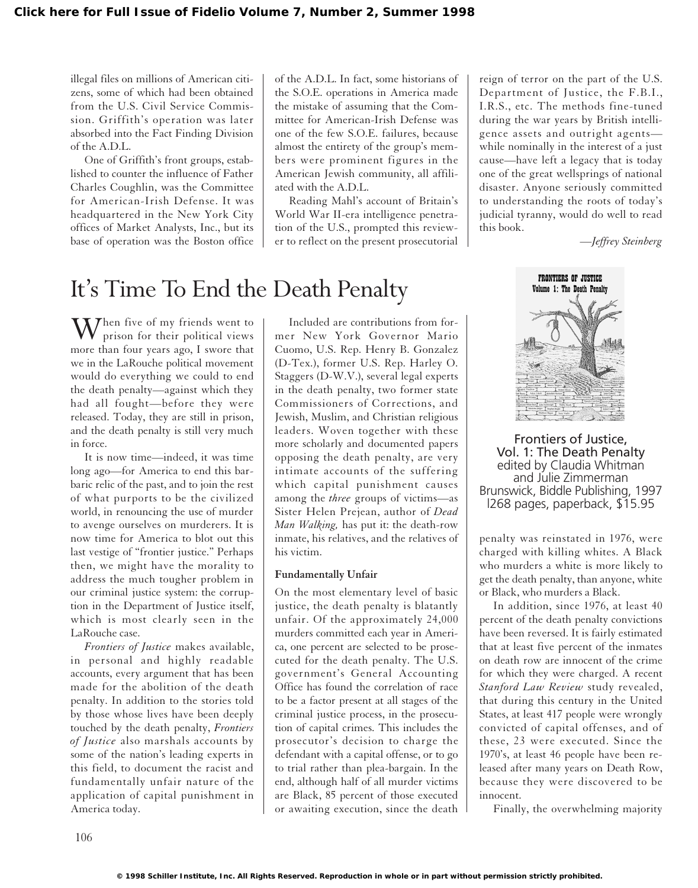illegal files on millions of American citizens, some of which had been obtained from the U.S. Civil Service Commission. Griffith's operation was later absorbed into the Fact Finding Division of the A.D.L.

One of Griffith's front groups, established to counter the influence of Father Charles Coughlin, was the Committee for American-Irish Defense. It was headquartered in the New York City offices of Market Analysts, Inc., but its base of operation was the Boston office of the A.D.L. In fact, some historians of the S.O.E. operations in America made the mistake of assuming that the Committee for American-Irish Defense was one of the few S.O.E. failures, because almost the entirety of the group's members were prominent figures in the American Jewish community, all affiliated with the A.D.L.

Reading Mahl's account of Britain's World War II-era intelligence penetration of the U.S., prompted this reviewer to reflect on the present prosecutorial reign of terror on the part of the U.S. Department of Justice, the F.B.I., I.R.S., etc. The methods fine-tuned during the war years by British intelligence assets and outright agents—while nominally in the interest of a just cause—have left a legacy that is today one of the great wellsprings of national disaster. Anyone seriously committed to understanding the roots of today's judicial tyranny, would do well to read this book.

*—Jeffrey Steinberg*

# It's Time To End the Death Penalty

Frontiers of Justice, Vol. 1: The Death Penalty
edited by Claudia Whitman and Julie Zimmerman
Brunswick, Biddle Publishing, 1997
l268 pages, paperback, $15.95

When five of my friends went to prison for their political views more than four years ago, I swore that we in the LaRouche political movement would do everything we could to end the death penalty—against which they had all fought—before they were released. Today, they are still in prison, and the death penalty is still very much in force.

It is now time—indeed, it was time long ago—for America to end this barbaric relic of the past, and to join the rest of what purports to be the civilized world, in renouncing the use of murder to avenge ourselves on murderers. It is now time for America to blot out this last vestige of "frontier justice." Perhaps then, we might have the morality to address the much tougher problem in our criminal justice system: the corruption in the Department of Justice itself, which is most clearly seen in the LaRouche case.

*Frontiers of Justice* makes available, in personal and highly readable accounts, every argument that has been made for the abolition of the death penalty. In addition to the stories told by those whose lives have been deeply touched by the death penalty, *Frontiers of Justice* also marshals accounts by some of the nation's leading experts in this field, to document the racist and fundamentally unfair nature of the application of capital punishment in America today.

Included are contributions from former New York Governor Mario Cuomo, U.S. Rep. Henry B. Gonzalez (D-Tex.), former U.S. Rep. Harley O. Staggers (D-W.V.), several legal experts in the death penalty, two former state Commissioners of Corrections, and Jewish, Muslim, and Christian religious leaders. Woven together with these more scholarly and documented papers opposing the death penalty, are very intimate accounts of the suffering which capital punishment causes among the *three* groups of victims—as Sister Helen Prejean, author of *Dead Man Walking,* has put it: the death-row inmate, his relatives, and the relatives of his victim.

### Fundamentally Unfair

On the most elementary level of basic justice, the death penalty is blatantly unfair. Of the approximately 24,000 murders committed each year in America, one percent are selected to be prosecuted for the death penalty. The U.S. government's General Accounting Office has found the correlation of race to be a factor present at all stages of the criminal justice process, in the prosecution of capital crimes. This includes the prosecutor's decision to charge the defendant with a capital offense, or to go to trial rather than plea-bargain. In the end, although half of all murder victims are Black, 85 percent of those executed or awaiting execution, since the death penalty was reinstated in 1976, were charged with killing whites. A Black who murders a white is more likely to get the death penalty, than anyone, white or Black, who murders a Black.

In addition, since 1976, at least 40 percent of the death penalty convictions have been reversed. It is fairly estimated that at least five percent of the inmates on death row are innocent of the crime for which they were charged. A recent *Stanford Law Review* study revealed, that during this century in the United States, at least 417 people were wrongly convicted of capital offenses, and of these, 23 were executed. Since the 1970's, at least 46 people have been released after many years on Death Row, because they were discovered to be innocent.

Finally, the overwhelming majority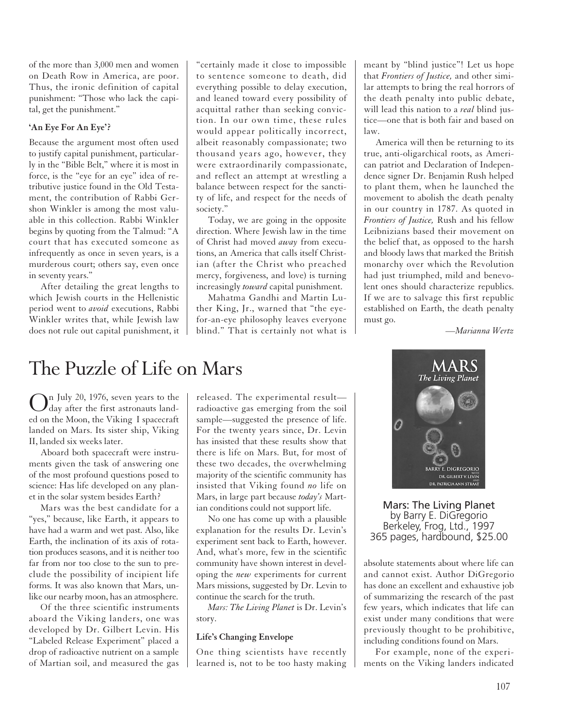of the more than 3,000 men and women on Death Row in America, are poor. Thus, the ironic definition of capital punishment: "Those who lack the capital, get the punishment."

**'An Eye For An Eye'?**

Because the argument most often used to justify capital punishment, particularly in the "Bible Belt," where it is most in force, is the "eye for an eye" idea of retributive justice found in the Old Testament, the contribution of Rabbi Gershon Winkler is among the most valuable in this collection. Rabbi Winkler begins by quoting from the Talmud: "A court that has executed someone as infrequently as once in seven years, is a murderous court; others say, even once in seventy years."

After detailing the great lengths to which Jewish courts in the Hellenistic period went to *avoid* executions, Rabbi Winkler writes that, while Jewish law does not rule out capital punishment, it "certainly made it close to impossible to sentence someone to death, did everything possible to delay execution, and leaned toward every possibility of acquittal rather than seeking conviction. In our own time, these rules would appear politically incorrect, albeit reasonably compassionate; two thousand years ago, however, they were extraordinarily compassionate, and reflect an attempt at wrestling a balance between respect for the sanctity of life, and respect for the needs of society."

Today, we are going in the opposite direction. Where Jewish law in the time of Christ had moved *away* from executions, an America that calls itself Christian (after the Christ who preached mercy, forgiveness, and love) is turning increasingly *toward* capital punishment.

Mahatma Gandhi and Martin Luther King, Jr., warned that "the eye-for-an-eye philosophy leaves everyone blind." That is certainly not what is meant by "blind justice"! Let us hope that *Frontiers of Justice,* and other similar attempts to bring the real horrors of the death penalty into public debate, will lead this nation to a *real* blind justice—one that is both fair and based on law.

America will then be returning to its true, anti-oligarchical roots, as American patriot and Declaration of Independence signer Dr. Benjamin Rush helped to plant them, when he launched the movement to abolish the death penalty in our country in 1787. As quoted in *Frontiers of Justice,* Rush and his fellow Leibnizians based their movement on the belief that, as opposed to the harsh and bloody laws that marked the British monarchy over which the Revolution had just triumphed, mild and benevolent ones should characterize republics. If we are to salvage this first republic established on Earth, the death penalty must go.

*—Marianna Wertz*

# The Puzzle of Life on Mars

**Mars: The Living Planet**
by Barry E. DiGregorio
Berkeley, Frog, Ltd., 1997
365 pages, hardbound, $25.00

On July 20, 1976, seven years to the day after the first astronauts landed on the Moon, the Viking I spacecraft landed on Mars. Its sister ship, Viking II, landed six weeks later.

Aboard both spacecraft were instruments given the task of answering one of the most profound questions posed to science: Has life developed on any planet in the solar system besides Earth?

Mars was the best candidate for a "yes," because, like Earth, it appears to have had a warm and wet past. Also, like Earth, the inclination of its axis of rotation produces seasons, and it is neither too far from nor too close to the sun to preclude the possibility of incipient life forms. It was also known that Mars, unlike our nearby moon, has an atmosphere.

Of the three scientific instruments aboard the Viking landers, one was developed by Dr. Gilbert Levin. His "Labeled Release Experiment" placed a drop of radioactive nutrient on a sample of Martian soil, and measured the gas released. The experimental result—radioactive gas emerging from the soil sample—suggested the presence of life. For the twenty years since, Dr. Levin has insisted that these results show that there is life on Mars. But, for most of these two decades, the overwhelming majority of the scientific community has insisted that Viking found *no* life on Mars, in large part because *today's* Martian conditions could not support life.

No one has come up with a plausible explanation for the results Dr. Levin's experiment sent back to Earth, however. And, what's more, few in the scientific community have shown interest in developing the *new* experiments for current Mars missions, suggested by Dr. Levin to continue the search for the truth.

*Mars: The Living Planet* is Dr. Levin's story.

**Life's Changing Envelope**

One thing scientists have recently learned is, not to be too hasty making absolute statements about where life can and cannot exist. Author DiGregorio has done an excellent and exhaustive job of summarizing the research of the past few years, which indicates that life can exist under many conditions that were previously thought to be prohibitive, including conditions found on Mars.

For example, none of the experiments on the Viking landers indicated